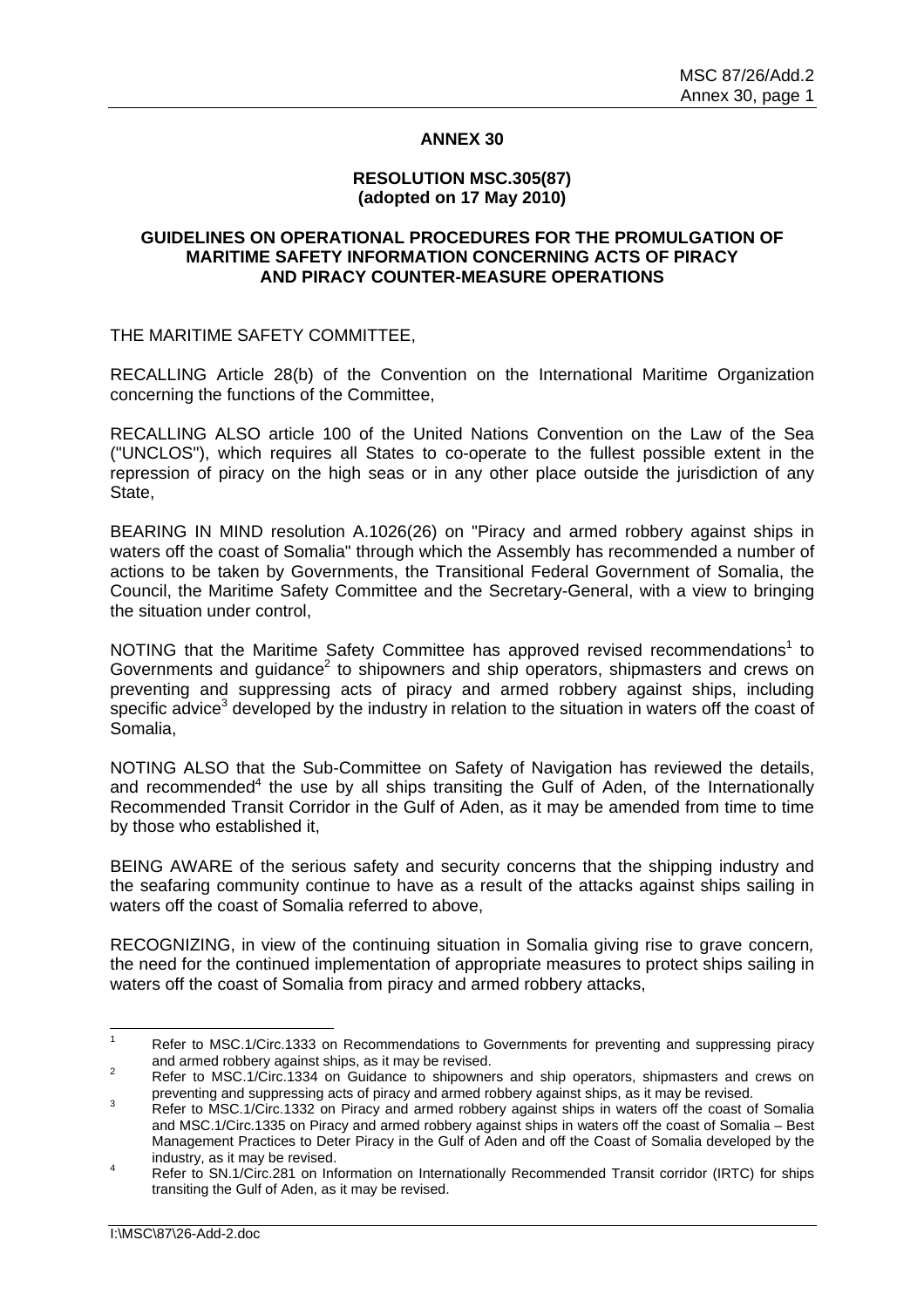# ANNEX 30

## RESOLUTION MSC.305(87)
**(adopted on 17 May 2010)**

## GUIDELINES ON OPERATIONAL PROCEDURES FOR THE PROMULGATION OF MARITIME SAFETY INFORMATION CONCERNING ACTS OF PIRACY AND PIRACY COUNTER-MEASURE OPERATIONS

THE MARITIME SAFETY COMMITTEE,

RECALLING Article 28(b) of the Convention on the International Maritime Organization concerning the functions of the Committee,

RECALLING ALSO article 100 of the United Nations Convention on the Law of the Sea ("UNCLOS"), which requires all States to co-operate to the fullest possible extent in the repression of piracy on the high seas or in any other place outside the jurisdiction of any State,

BEARING IN MIND resolution A.1026(26) on "Piracy and armed robbery against ships in waters off the coast of Somalia" through which the Assembly has recommended a number of actions to be taken by Governments, the Transitional Federal Government of Somalia, the Council, the Maritime Safety Committee and the Secretary-General, with a view to bringing the situation under control,

NOTING that the Maritime Safety Committee has approved revised recommendations[1] to Governments and guidance[2] to shipowners and ship operators, shipmasters and crews on preventing and suppressing acts of piracy and armed robbery against ships, including specific advice[3] developed by the industry in relation to the situation in waters off the coast of Somalia,

NOTING ALSO that the Sub-Committee on Safety of Navigation has reviewed the details, and recommended[4] the use by all ships transiting the Gulf of Aden, of the Internationally Recommended Transit Corridor in the Gulf of Aden, as it may be amended from time to time by those who established it,

BEING AWARE of the serious safety and security concerns that the shipping industry and the seafaring community continue to have as a result of the attacks against ships sailing in waters off the coast of Somalia referred to above,

RECOGNIZING, in view of the continuing situation in Somalia giving rise to grave concern*,* the need for the continued implementation of appropriate measures to protect ships sailing in waters off the coast of Somalia from piracy and armed robbery attacks,

---

[1] Refer to MSC.1/Circ.1333 on Recommendations to Governments for preventing and suppressing piracy and armed robbery against ships, as it may be revised.

[2] Refer to MSC.1/Circ.1334 on Guidance to shipowners and ship operators, shipmasters and crews on preventing and suppressing acts of piracy and armed robbery against ships, as it may be revised.

[3] Refer to MSC.1/Circ.1332 on Piracy and armed robbery against ships in waters off the coast of Somalia and MSC.1/Circ.1335 on Piracy and armed robbery against ships in waters off the coast of Somalia – Best Management Practices to Deter Piracy in the Gulf of Aden and off the Coast of Somalia developed by the industry, as it may be revised.

[4] Refer to SN.1/Circ.281 on Information on Internationally Recommended Transit corridor (IRTC) for ships transiting the Gulf of Aden, as it may be revised.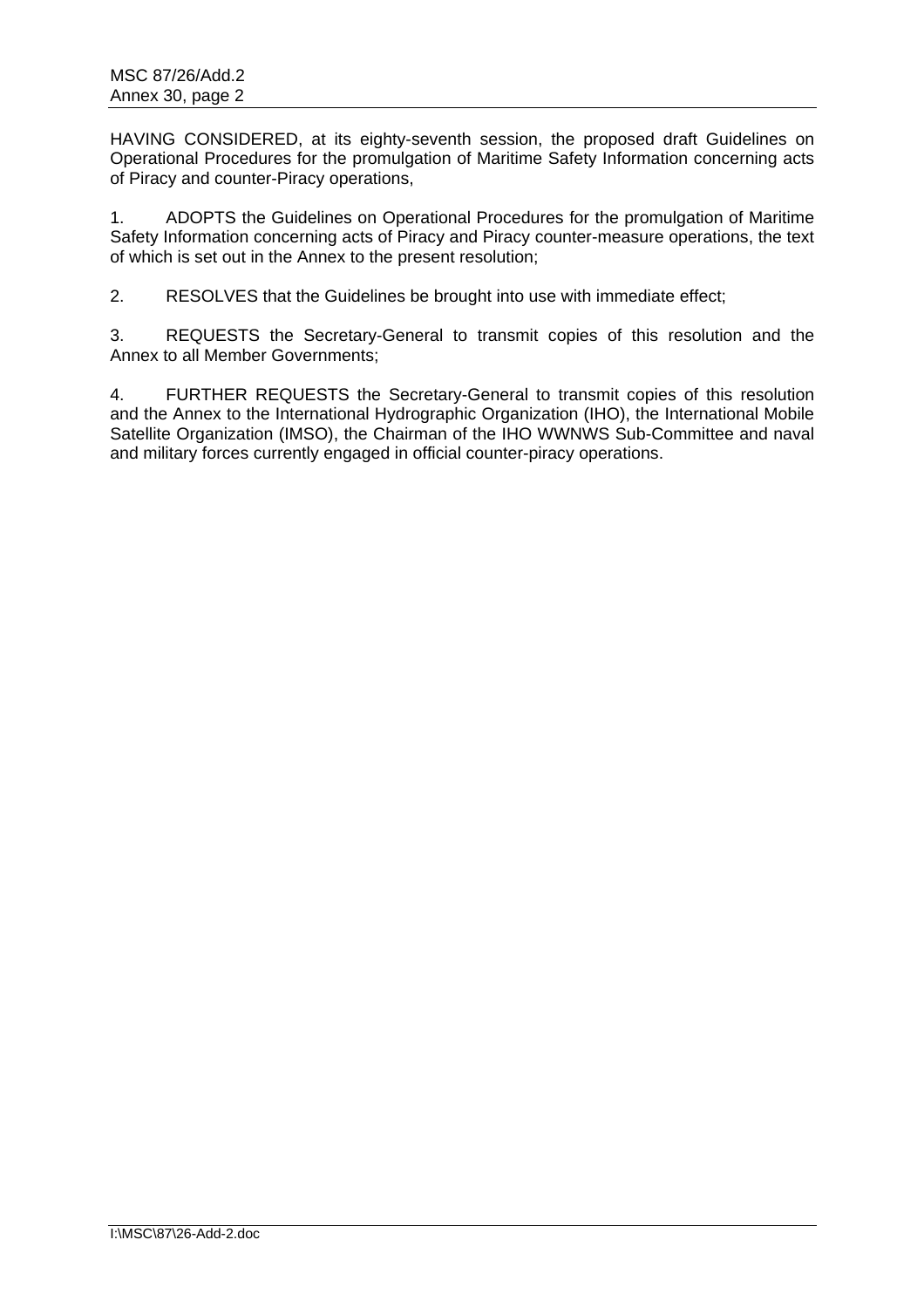HAVING CONSIDERED, at its eighty-seventh session, the proposed draft Guidelines on Operational Procedures for the promulgation of Maritime Safety Information concerning acts of Piracy and counter-Piracy operations,

1. ADOPTS the Guidelines on Operational Procedures for the promulgation of Maritime Safety Information concerning acts of Piracy and Piracy counter-measure operations, the text of which is set out in the Annex to the present resolution;

2. RESOLVES that the Guidelines be brought into use with immediate effect;

3. REQUESTS the Secretary-General to transmit copies of this resolution and the Annex to all Member Governments;

4. FURTHER REQUESTS the Secretary-General to transmit copies of this resolution and the Annex to the International Hydrographic Organization (IHO), the International Mobile Satellite Organization (IMSO), the Chairman of the IHO WWNWS Sub-Committee and naval and military forces currently engaged in official counter-piracy operations.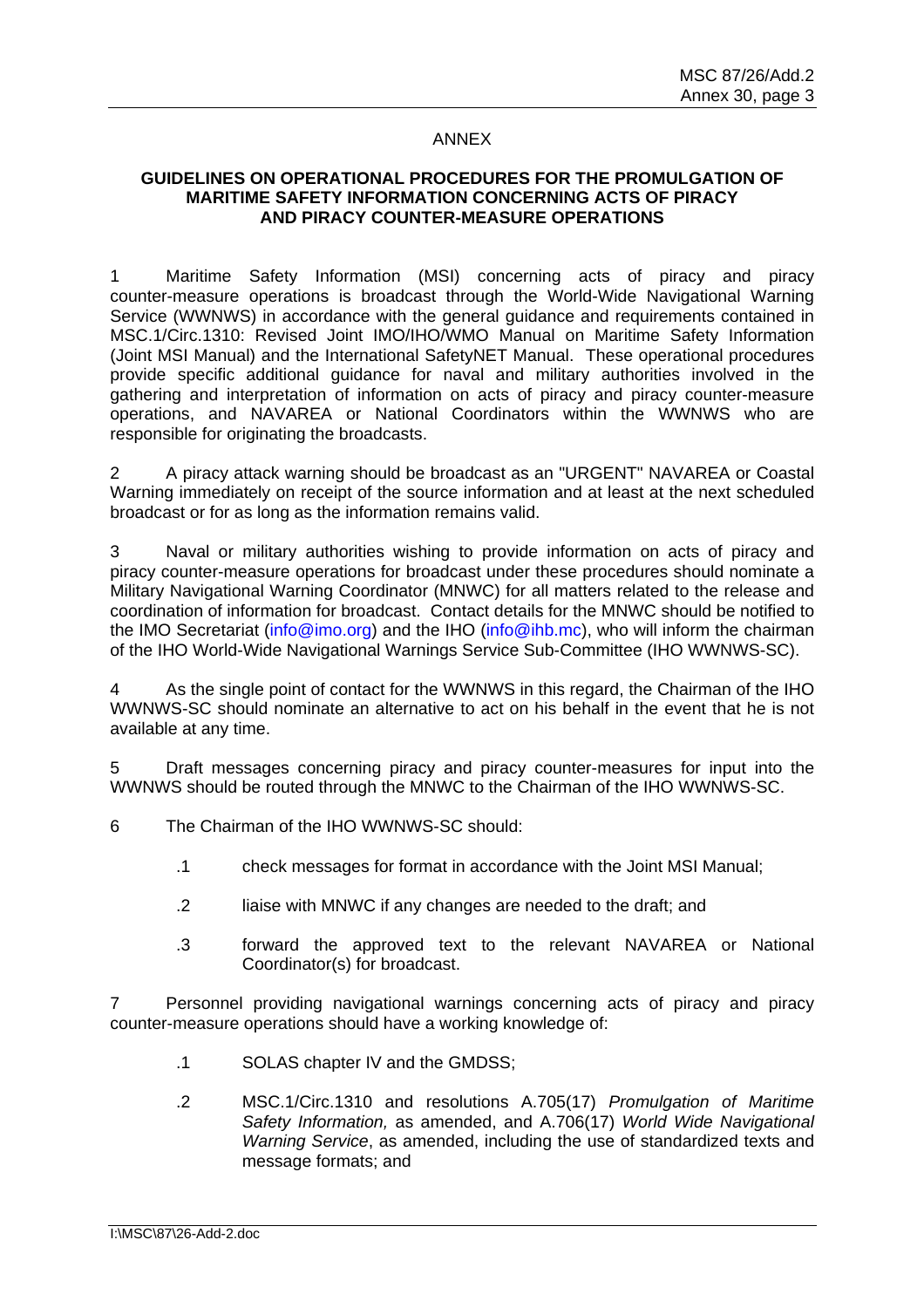ANNEX

**GUIDELINES ON OPERATIONAL PROCEDURES FOR THE PROMULGATION OF MARITIME SAFETY INFORMATION CONCERNING ACTS OF PIRACY AND PIRACY COUNTER-MEASURE OPERATIONS**

1 Maritime Safety Information (MSI) concerning acts of piracy and piracy counter-measure operations is broadcast through the World-Wide Navigational Warning Service (WWNWS) in accordance with the general guidance and requirements contained in MSC.1/Circ.1310: Revised Joint IMO/IHO/WMO Manual on Maritime Safety Information (Joint MSI Manual) and the International SafetyNET Manual. These operational procedures provide specific additional guidance for naval and military authorities involved in the gathering and interpretation of information on acts of piracy and piracy counter-measure operations, and NAVAREA or National Coordinators within the WWNWS who are responsible for originating the broadcasts.

2 A piracy attack warning should be broadcast as an "URGENT" NAVAREA or Coastal Warning immediately on receipt of the source information and at least at the next scheduled broadcast or for as long as the information remains valid.

3 Naval or military authorities wishing to provide information on acts of piracy and piracy counter-measure operations for broadcast under these procedures should nominate a Military Navigational Warning Coordinator (MNWC) for all matters related to the release and coordination of information for broadcast. Contact details for the MNWC should be notified to the IMO Secretariat (info@imo.org) and the IHO (info@ihb.mc), who will inform the chairman of the IHO World-Wide Navigational Warnings Service Sub-Committee (IHO WWNWS-SC).

4 As the single point of contact for the WWNWS in this regard, the Chairman of the IHO WWNWS-SC should nominate an alternative to act on his behalf in the event that he is not available at any time.

5 Draft messages concerning piracy and piracy counter-measures for input into the WWNWS should be routed through the MNWC to the Chairman of the IHO WWNWS-SC.

6 The Chairman of the IHO WWNWS-SC should:

- .1 check messages for format in accordance with the Joint MSI Manual;
- .2 liaise with MNWC if any changes are needed to the draft; and
- .3 forward the approved text to the relevant NAVAREA or National Coordinator(s) for broadcast.

7 Personnel providing navigational warnings concerning acts of piracy and piracy counter-measure operations should have a working knowledge of:

- .1 SOLAS chapter IV and the GMDSS;
- .2 MSC.1/Circ.1310 and resolutions A.705(17) *Promulgation of Maritime Safety Information,* as amended, and A.706(17) *World Wide Navigational Warning Service*, as amended, including the use of standardized texts and message formats; and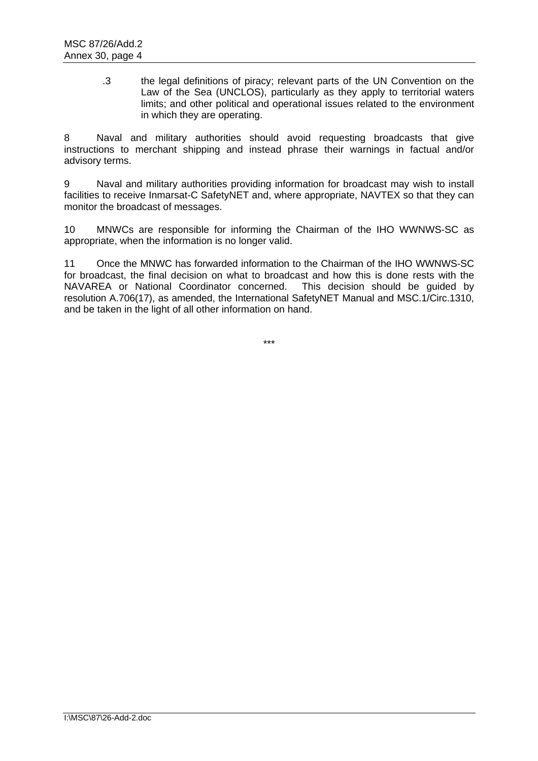.3 the legal definitions of piracy; relevant parts of the UN Convention on the Law of the Sea (UNCLOS), particularly as they apply to territorial waters limits; and other political and operational issues related to the environment in which they are operating.

8 Naval and military authorities should avoid requesting broadcasts that give instructions to merchant shipping and instead phrase their warnings in factual and/or advisory terms.

9 Naval and military authorities providing information for broadcast may wish to install facilities to receive Inmarsat-C SafetyNET and, where appropriate, NAVTEX so that they can monitor the broadcast of messages.

10 MNWCs are responsible for informing the Chairman of the IHO WWNWS-SC as appropriate, when the information is no longer valid.

11 Once the MNWC has forwarded information to the Chairman of the IHO WWNWS-SC for broadcast, the final decision on what to broadcast and how this is done rests with the NAVAREA or National Coordinator concerned. This decision should be guided by resolution A.706(17), as amended, the International SafetyNET Manual and MSC.1/Circ.1310, and be taken in the light of all other information on hand.

***